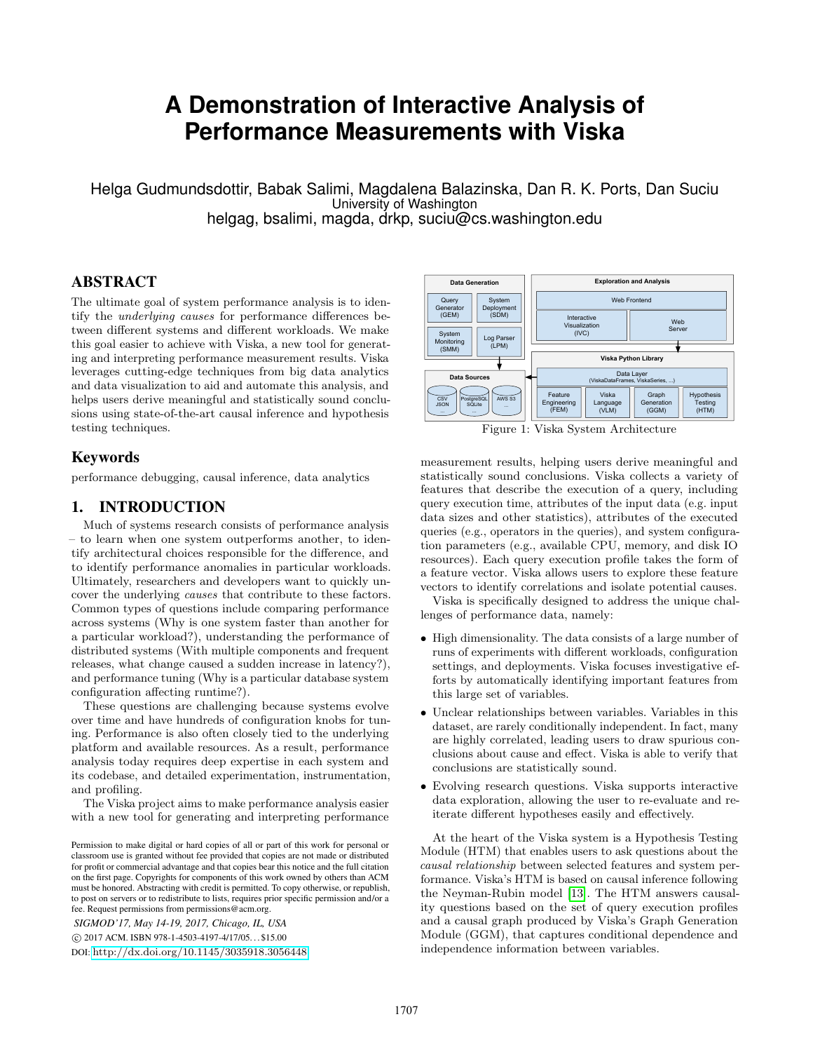# A Demonstration of Interactive Analysis of Performance Measurements with Viska

Helga Gudmundsdottir, Babak Salimi, Magdalena Balazinska, Dan R. K. Ports, Dan Suciu
University of Washington
helgag, bsalimi, magda, drkp, suciu@cs.washington.edu

## ABSTRACT

The ultimate goal of system performance analysis is to identify the *underlying causes* for performance differences between different systems and different workloads. We make this goal easier to achieve with Viska, a new tool for generating and interpreting performance measurement results. Viska leverages cutting-edge techniques from big data analytics and data visualization to aid and automate this analysis, and helps users derive meaningful and statistically sound conclusions using state-of-the-art causal inference and hypothesis testing techniques.

## Keywords

performance debugging, causal inference, data analytics

## 1. INTRODUCTION

Much of systems research consists of performance analysis – to learn when one system outperforms another, to identify architectural choices responsible for the difference, and to identify performance anomalies in particular workloads. Ultimately, researchers and developers want to quickly uncover the underlying *causes* that contribute to these factors. Common types of questions include comparing performance across systems (Why is one system faster than another for a particular workload?), understanding the performance of distributed systems (With multiple components and frequent releases, what change caused a sudden increase in latency?), and performance tuning (Why is a particular database system configuration affecting runtime?).

These questions are challenging because systems evolve over time and have hundreds of configuration knobs for tuning. Performance is also often closely tied to the underlying platform and available resources. As a result, performance analysis today requires deep expertise in each system and its codebase, and detailed experimentation, instrumentation, and profiling.

The Viska project aims to make performance analysis easier with a new tool for generating and interpreting performance measurement results, helping users derive meaningful and statistically sound conclusions. Viska collects a variety of features that describe the execution of a query, including query execution time, attributes of the input data (e.g. input data sizes and other statistics), attributes of the executed queries (e.g., operators in the queries), and system configuration parameters (e.g., available CPU, memory, and disk IO resources). Each query execution profile takes the form of a feature vector. Viska allows users to explore these feature vectors to identify correlations and isolate potential causes.

Viska is specifically designed to address the unique challenges of performance data, namely:

- High dimensionality. The data consists of a large number of runs of experiments with different workloads, configuration settings, and deployments. Viska focuses investigative efforts by automatically identifying important features from this large set of variables.
- Unclear relationships between variables. Variables in this dataset, are rarely conditionally independent. In fact, many are highly correlated, leading users to draw spurious conclusions about cause and effect. Viska is able to verify that conclusions are statistically sound.
- Evolving research questions. Viska supports interactive data exploration, allowing the user to re-evaluate and re-iterate different hypotheses easily and effectively.

At the heart of the Viska system is a Hypothesis Testing Module (HTM) that enables users to ask questions about the *causal relationship* between selected features and system performance. Viska's HTM is based on causal inference following the Neyman-Rubin model [13]. The HTM answers causality questions based on the set of query execution profiles and a causal graph produced by Viska's Graph Generation Module (GGM), that captures conditional dependence and independence information between variables.

Data Generation
Query Generator (GEM)
System Deployment (SDM)
System Monitoring (SMM)
Log Parser (LPM)
Data Sources
CSV JSON ...
PostgreSQL SQLite ...
AWS S3 ...
Exploration and Analysis
Web Frontend
Interactive Visualization (IVC)
Web Server
Viska Python Library
Data Layer (ViskaDataFrames, ViskaSeries, ...)
Feature Engineering (FEM)
Viska Language (VLM)
Graph Generation (GGM)
Hypothesis Testing (HTM)

Figure 1: Viska System Architecture

Permission to make digital or hard copies of all or part of this work for personal or classroom use is granted without fee provided that copies are not made or distributed for profit or commercial advantage and that copies bear this notice and the full citation on the first page. Copyrights for components of this work owned by others than ACM must be honored. Abstracting with credit is permitted. To copy otherwise, or republish, to post on servers or to redistribute to lists, requires prior specific permission and/or a fee. Request permissions from permissions@acm.org.

*SIGMOD'17, May 14-19, 2017, Chicago, IL, USA*
© 2017 ACM. ISBN 978-1-4503-4197-4/17/05...$15.00
DOI: http://dx.doi.org/10.1145/3035918.3056448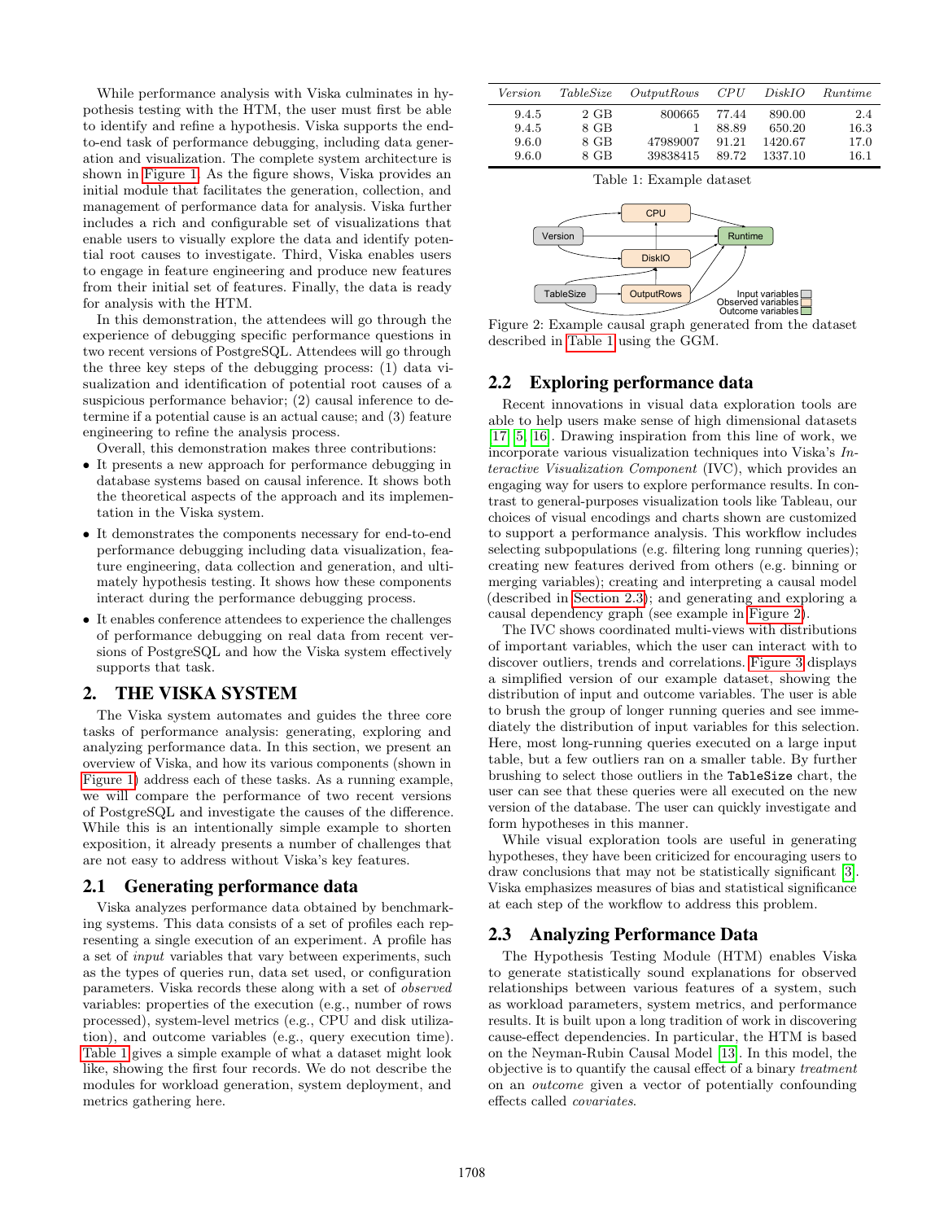While performance analysis with Viska culminates in hypothesis testing with the HTM, the user must first be able to identify and refine a hypothesis. Viska supports the end-to-end task of performance debugging, including data generation and visualization. The complete system architecture is shown in Figure 1. As the figure shows, Viska provides an initial module that facilitates the generation, collection, and management of performance data for analysis. Viska further includes a rich and configurable set of visualizations that enable users to visually explore the data and identify potential root causes to investigate. Third, Viska enables users to engage in feature engineering and produce new features from their initial set of features. Finally, the data is ready for analysis with the HTM.

In this demonstration, the attendees will go through the experience of debugging specific performance questions in two recent versions of PostgreSQL. Attendees will go through the three key steps of the debugging process: (1) data visualization and identification of potential root causes of a suspicious performance behavior; (2) causal inference to determine if a potential cause is an actual cause; and (3) feature engineering to refine the analysis process.

Overall, this demonstration makes three contributions:

- It presents a new approach for performance debugging in database systems based on causal inference. It shows both the theoretical aspects of the approach and its implementation in the Viska system.
- It demonstrates the components necessary for end-to-end performance debugging including data visualization, feature engineering, data collection and generation, and ultimately hypothesis testing. It shows how these components interact during the performance debugging process.
- It enables conference attendees to experience the challenges of performance debugging on real data from recent versions of PostgreSQL and how the Viska system effectively supports that task.

## 2. THE VISKA SYSTEM

The Viska system automates and guides the three core tasks of performance analysis: generating, exploring and analyzing performance data. In this section, we present an overview of Viska, and how its various components (shown in Figure 1) address each of these tasks. As a running example, we will compare the performance of two recent versions of PostgreSQL and investigate the causes of the difference. While this is an intentionally simple example to shorten exposition, it already presents a number of challenges that are not easy to address without Viska's key features.

### 2.1 Generating performance data

Viska analyzes performance data obtained by benchmarking systems. This data consists of a set of profiles each representing a single execution of an experiment. A profile has a set of *input* variables that vary between experiments, such as the types of queries run, data set used, or configuration parameters. Viska records these along with a set of *observed* variables: properties of the execution (e.g., number of rows processed), system-level metrics (e.g., CPU and disk utilization), and outcome variables (e.g., query execution time). Table 1 gives a simple example of what a dataset might look like, showing the first four records. We do not describe the modules for workload generation, system deployment, and metrics gathering here.

| *Version* | *TableSize* | *OutputRows* | *CPU* | *DiskIO* | *Runtime* |
|---|---|---|---|---|---|
| 9.4.5 | 2 GB | 800665 | 77.44 | 890.00 | 2.4 |
| 9.4.5 | 8 GB | 1 | 88.89 | 650.20 | 16.3 |
| 9.6.0 | 8 GB | 47989007 | 91.21 | 1420.67 | 17.0 |
| 9.6.0 | 8 GB | 39838415 | 89.72 | 1337.10 | 16.1 |

Table 1: Example dataset

Figure 2: Example causal graph generated from the dataset described in Table 1 using the GGM.

### 2.2 Exploring performance data

Recent innovations in visual data exploration tools are able to help users make sense of high dimensional datasets [17, 5, 16]. Drawing inspiration from this line of work, we incorporate various visualization techniques into Viska's *Interactive Visualization Component* (IVC), which provides an engaging way for users to explore performance results. In contrast to general-purposes visualization tools like Tableau, our choices of visual encodings and charts shown are customized to support a performance analysis. This workflow includes selecting subpopulations (e.g. filtering long running queries); creating new features derived from others (e.g. binning or merging variables); creating and interpreting a causal model (described in Section 2.3); and generating and exploring a causal dependency graph (see example in Figure 2).

The IVC shows coordinated multi-views with distributions of important variables, which the user can interact with to discover outliers, trends and correlations. Figure 3 displays a simplified version of our example dataset, showing the distribution of input and outcome variables. The user is able to brush the group of longer running queries and see immediately the distribution of input variables for this selection. Here, most long-running queries executed on a large input table, but a few outliers ran on a smaller table. By further brushing to select those outliers in the `TableSize` chart, the user can see that these queries were all executed on the new version of the database. The user can quickly investigate and form hypotheses in this manner.

While visual exploration tools are useful in generating hypotheses, they have been criticized for encouraging users to draw conclusions that may not be statistically significant [3]. Viska emphasizes measures of bias and statistical significance at each step of the workflow to address this problem.

### 2.3 Analyzing Performance Data

The Hypothesis Testing Module (HTM) enables Viska to generate statistically sound explanations for observed relationships between various features of a system, such as workload parameters, system metrics, and performance results. It is built upon a long tradition of work in discovering cause-effect dependencies. In particular, the HTM is based on the Neyman-Rubin Causal Model [13]. In this model, the objective is to quantify the causal effect of a binary *treatment* on an *outcome* given a vector of potentially confounding effects called *covariates*.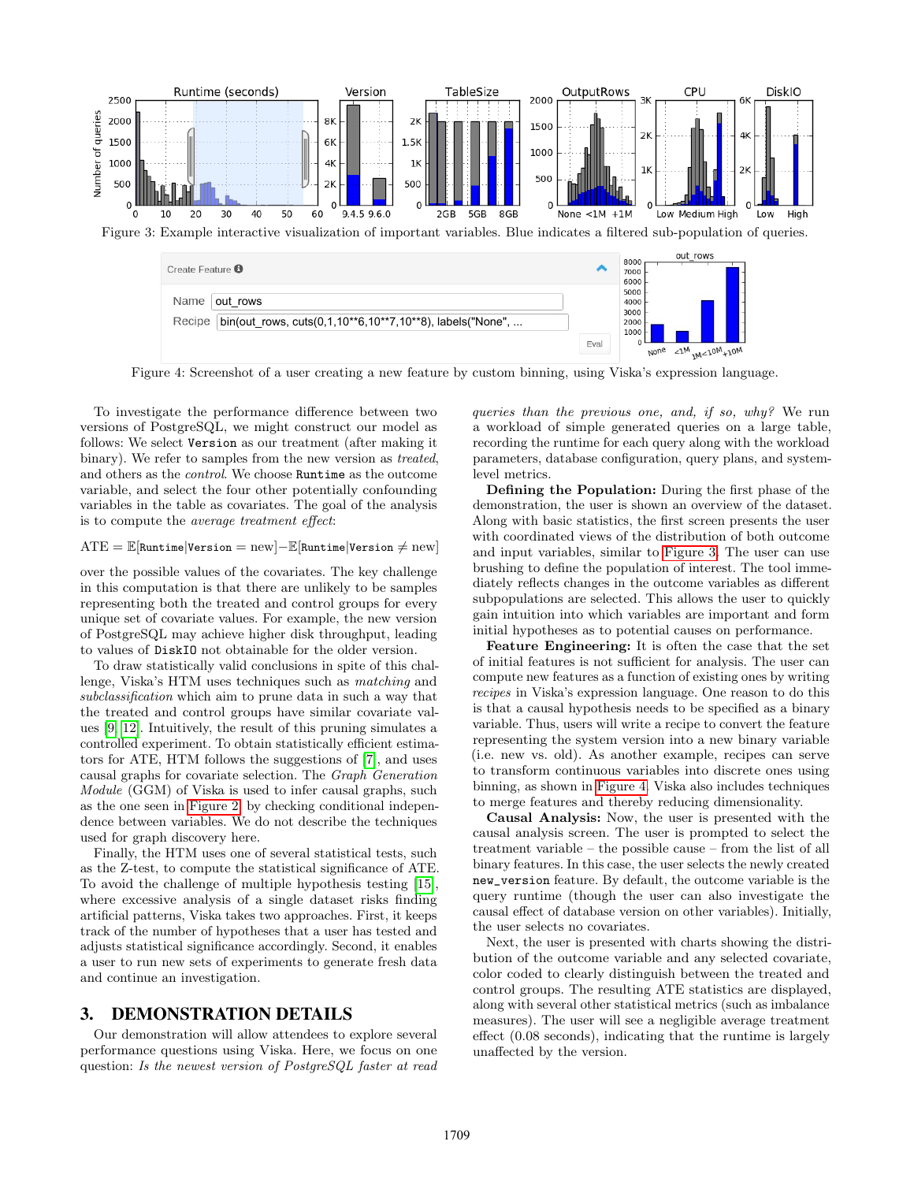Figure 3: Example interactive visualization of important variables. Blue indicates a filtered sub-population of queries.

Figure 4: Screenshot of a user creating a new feature by custom binning, using Viska's expression language.

To investigate the performance difference between two versions of PostgreSQL, we might construct our model as follows: We select `Version` as our treatment (after making it binary). We refer to samples from the new version as *treated*, and others as the *control*. We choose `Runtime` as the outcome variable, and select the four other potentially confounding variables in the table as covariates. The goal of the analysis is to compute the *average treatment effect*:

$$\text{ATE} = \mathbb{E}[\texttt{Runtime}|\texttt{Version} = \text{new}] - \mathbb{E}[\texttt{Runtime}|\texttt{Version} \neq \text{new}]$$

over the possible values of the covariates. The key challenge in this computation is that there are unlikely to be samples representing both the treated and control groups for every unique set of covariate values. For example, the new version of PostgreSQL may achieve higher disk throughput, leading to values of `DiskIO` not obtainable for the older version.

To draw statistically valid conclusions in spite of this challenge, Viska's HTM uses techniques such as *matching* and *subclassification* which aim to prune data in such a way that the treated and control groups have similar covariate values [9, 12]. Intuitively, the result of this pruning simulates a controlled experiment. To obtain statistically efficient estimators for ATE, HTM follows the suggestions of [7], and uses causal graphs for covariate selection. The *Graph Generation Module* (GGM) of Viska is used to infer causal graphs, such as the one seen in Figure 2, by checking conditional independence between variables. We do not describe the techniques used for graph discovery here.

Finally, the HTM uses one of several statistical tests, such as the Z-test, to compute the statistical significance of ATE. To avoid the challenge of multiple hypothesis testing [15], where excessive analysis of a single dataset risks finding artificial patterns, Viska takes two approaches. First, it keeps track of the number of hypotheses that a user has tested and adjusts statistical significance accordingly. Second, it enables a user to run new sets of experiments to generate fresh data and continue an investigation.

## 3. DEMONSTRATION DETAILS

Our demonstration will allow attendees to explore several performance questions using Viska. Here, we focus on one question: *Is the newest version of PostgreSQL faster at read queries than the previous one, and, if so, why?* We run a workload of simple generated queries on a large table, recording the runtime for each query along with the workload parameters, database configuration, query plans, and system-level metrics.

**Defining the Population:** During the first phase of the demonstration, the user is shown an overview of the dataset. Along with basic statistics, the first screen presents the user with coordinated views of the distribution of both outcome and input variables, similar to Figure 3. The user can use brushing to define the population of interest. The tool immediately reflects changes in the outcome variables as different subpopulations are selected. This allows the user to quickly gain intuition into which variables are important and form initial hypotheses as to potential causes on performance.

**Feature Engineering:** It is often the case that the set of initial features is not sufficient for analysis. The user can compute new features as a function of existing ones by writing *recipes* in Viska's expression language. One reason to do this is that a causal hypothesis needs to be specified as a binary variable. Thus, users will write a recipe to convert the feature representing the system version into a new binary variable (i.e. new vs. old). As another example, recipes can serve to transform continuous variables into discrete ones using binning, as shown in Figure 4. Viska also includes techniques to merge features and thereby reducing dimensionality.

**Causal Analysis:** Now, the user is presented with the causal analysis screen. The user is prompted to select the treatment variable – the possible cause – from the list of all binary features. In this case, the user selects the newly created `new_version` feature. By default, the outcome variable is the query runtime (though the user can also investigate the causal effect of database version on other variables). Initially, the user selects no covariates.

Next, the user is presented with charts showing the distribution of the outcome variable and any selected covariate, color coded to clearly distinguish between the treated and control groups. The resulting ATE statistics are displayed, along with several other statistical metrics (such as imbalance measures). The user will see a negligible average treatment effect (0.08 seconds), indicating that the runtime is largely unaffected by the version.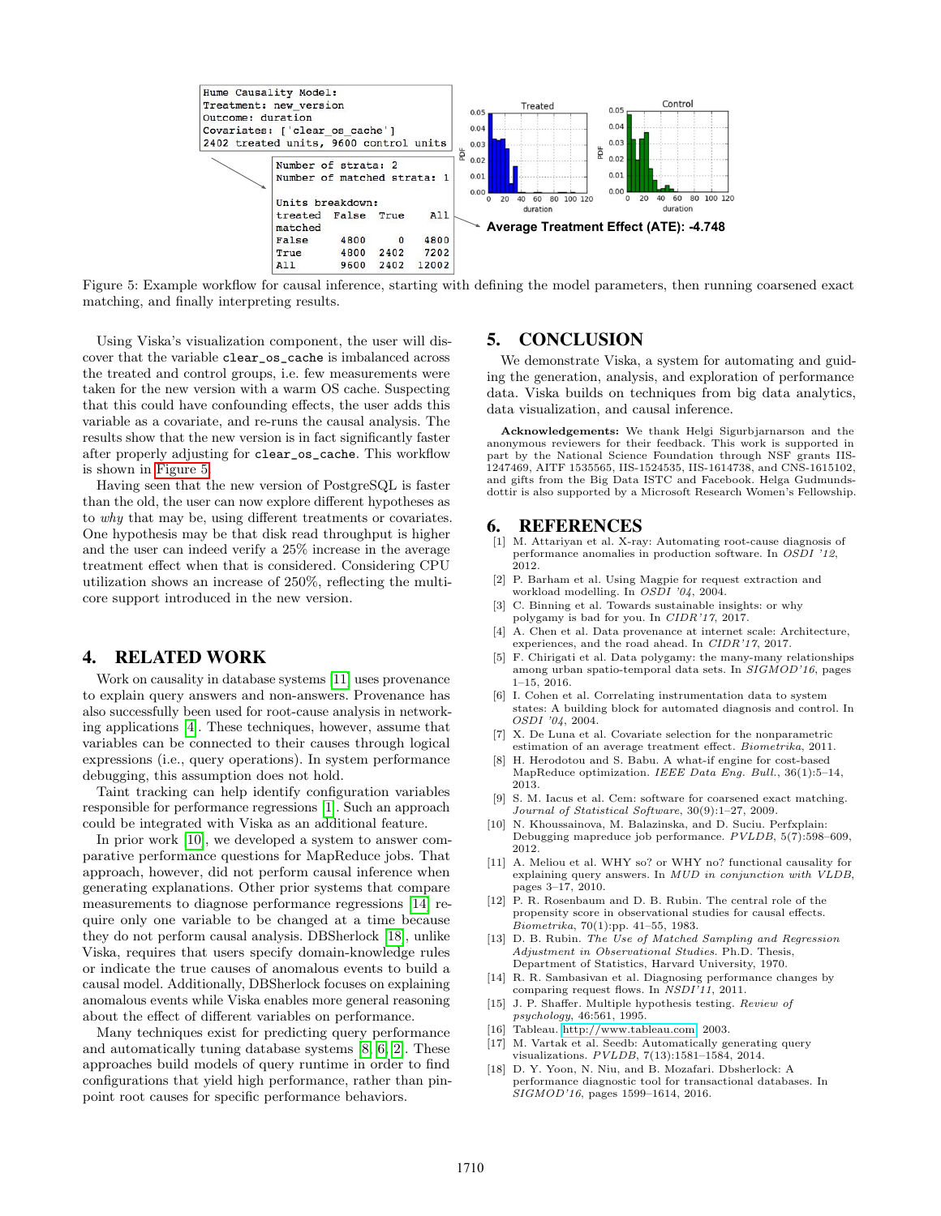```
Hume Causality Model:
Treatment: new_version
Outcome: duration
Covariates: ['clear_os_cache']
2402 treated units, 9600 control units
```

```
Number of strata: 2
Number of matched strata: 1

Units breakdown:
treated   False   True    All
matched
False      4800      0   4800
True       4800   2402   7202
All        9600   2402  12002
```

Treated

Control

PDF

duration

0.05
0.04
0.03
0.02
0.01
0.00

0 20 40 60 80 100 120

**Average Treatment Effect (ATE): -4.748**

Figure 5: Example workflow for causal inference, starting with defining the model parameters, then running coarsened exact matching, and finally interpreting results.

Using Viska's visualization component, the user will discover that the variable `clear_os_cache` is imbalanced across the treated and control groups, i.e. few measurements were taken for the new version with a warm OS cache. Suspecting that this could have confounding effects, the user adds this variable as a covariate, and re-runs the causal analysis. The results show that the new version is in fact significantly faster after properly adjusting for `clear_os_cache`. This workflow is shown in Figure 5.

Having seen that the new version of PostgreSQL is faster than the old, the user can now explore different hypotheses as to *why* that may be, using different treatments or covariates. One hypothesis may be that disk read throughput is higher and the user can indeed verify a 25% increase in the average treatment effect when that is considered. Considering CPU utilization shows an increase of 250%, reflecting the multi-core support introduced in the new version.

# 4. RELATED WORK

Work on causality in database systems [11] uses provenance to explain query answers and non-answers. Provenance has also successfully been used for root-cause analysis in networking applications [4]. These techniques, however, assume that variables can be connected to their causes through logical expressions (i.e., query operations). In system performance debugging, this assumption does not hold.

Taint tracking can help identify configuration variables responsible for performance regressions [1]. Such an approach could be integrated with Viska as an additional feature.

In prior work [10], we developed a system to answer comparative performance questions for MapReduce jobs. That approach, however, did not perform causal inference when generating explanations. Other prior systems that compare measurements to diagnose performance regressions [14] require only one variable to be changed at a time because they do not perform causal analysis. DBSherlock [18], unlike Viska, requires that users specify domain-knowledge rules or indicate the true causes of anomalous events to build a causal model. Additionally, DBSherlock focuses on explaining anomalous events while Viska enables more general reasoning about the effect of different variables on performance.

Many techniques exist for predicting query performance and automatically tuning database systems [8, 6, 2]. These approaches build models of query runtime in order to find configurations that yield high performance, rather than pinpoint root causes for specific performance behaviors.

# 5. CONCLUSION

We demonstrate Viska, a system for automating and guiding the generation, analysis, and exploration of performance data. Viska builds on techniques from big data analytics, data visualization, and causal inference.

**Acknowledgements:** We thank Helgi Sigurbjarnarson and the anonymous reviewers for their feedback. This work is supported in part by the National Science Foundation through NSF grants IIS-1247469, AITF 1535565, IIS-1524535, IIS-1614738, and CNS-1615102, and gifts from the Big Data ISTC and Facebook. Helga Gudmundsdottir is also supported by a Microsoft Research Women's Fellowship.

# 6. REFERENCES

[1] M. Attariyan et al. X-ray: Automating root-cause diagnosis of performance anomalies in production software. In *OSDI '12*, 2012.

[2] P. Barham et al. Using Magpie for request extraction and workload modelling. In *OSDI '04*, 2004.

[3] C. Binning et al. Towards sustainable insights: or why polygamy is bad for you. In *CIDR'17*, 2017.

[4] A. Chen et al. Data provenance at internet scale: Architecture, experiences, and the road ahead. In *CIDR'17*, 2017.

[5] F. Chirigati et al. Data polygamy: the many-many relationships among urban spatio-temporal data sets. In *SIGMOD'16*, pages 1–15, 2016.

[6] I. Cohen et al. Correlating instrumentation data to system states: A building block for automated diagnosis and control. In *OSDI '04*, 2004.

[7] X. De Luna et al. Covariate selection for the nonparametric estimation of an average treatment effect. *Biometrika*, 2011.

[8] H. Herodotou and S. Babu. A what-if engine for cost-based MapReduce optimization. *IEEE Data Eng. Bull.*, 36(1):5–14, 2013.

[9] S. M. Iacus et al. Cem: software for coarsened exact matching. *Journal of Statistical Software*, 30(9):1–27, 2009.

[10] N. Khoussainova, M. Balazinska, and D. Suciu. Perfxplain: Debugging mapreduce job performance. *PVLDB*, 5(7):598–609, 2012.

[11] A. Meliou et al. WHY so? or WHY no? functional causality for explaining query answers. In *MUD in conjunction with VLDB*, pages 3–17, 2010.

[12] P. R. Rosenbaum and D. B. Rubin. The central role of the propensity score in observational studies for causal effects. *Biometrika*, 70(1):pp. 41–55, 1983.

[13] D. B. Rubin. *The Use of Matched Sampling and Regression Adjustment in Observational Studies.* Ph.D. Thesis, Department of Statistics, Harvard University, 1970.

[14] R. R. Sambasivan et al. Diagnosing performance changes by comparing request flows. In *NSDI'11*, 2011.

[15] J. P. Shaffer. Multiple hypothesis testing. *Review of psychology*, 46:561, 1995.

[16] Tableau. http://www.tableau.com, 2003.

[17] M. Vartak et al. Seedb: Automatically generating query visualizations. *PVLDB*, 7(13):1581–1584, 2014.

[18] D. Y. Yoon, N. Niu, and B. Mozafari. Dbsherlock: A performance diagnostic tool for transactional databases. In *SIGMOD'16*, pages 1599–1614, 2016.